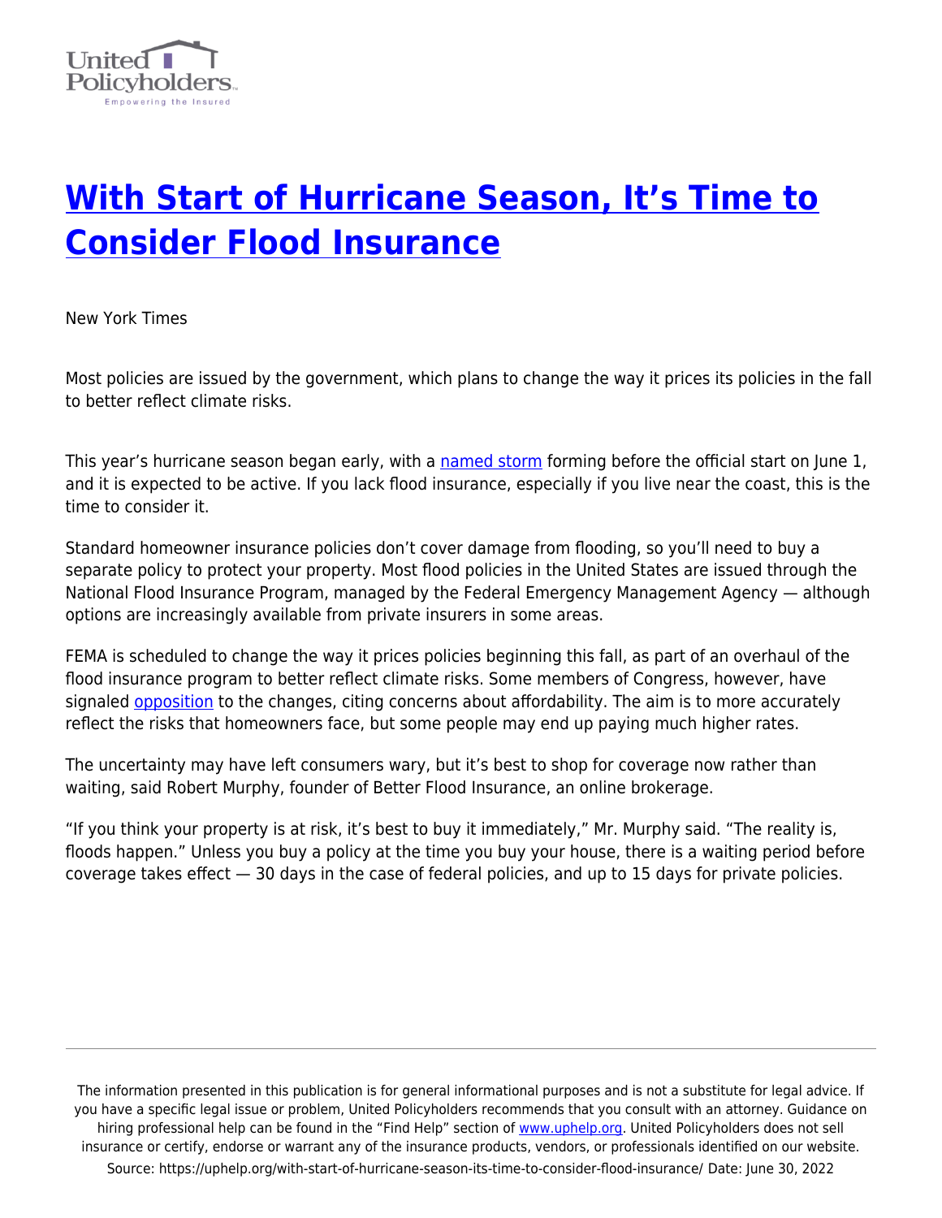# With Start of Hurricane Season, It's Time to Consider Flood Insurance

New York Times

Most policies are issued by the government, which plans to change the way it prices its policies in the fall to better reflect climate risks.

This year's hurricane season began early, with a named storm forming before the official start on June 1, and it is expected to be active. If you lack flood insurance, especially if you live near the coast, this is the time to consider it.

Standard homeowner insurance policies don't cover damage from flooding, so you'll need to buy a separate policy to protect your property. Most flood policies in the United States are issued through the National Flood Insurance Program, managed by the Federal Emergency Management Agency — although options are increasingly available from private insurers in some areas.

FEMA is scheduled to change the way it prices policies beginning this fall, as part of an overhaul of the flood insurance program to better reflect climate risks. Some members of Congress, however, have signaled opposition to the changes, citing concerns about affordability. The aim is to more accurately reflect the risks that homeowners face, but some people may end up paying much higher rates.

The uncertainty may have left consumers wary, but it's best to shop for coverage now rather than waiting, said Robert Murphy, founder of Better Flood Insurance, an online brokerage.

"If you think your property is at risk, it's best to buy it immediately," Mr. Murphy said. "The reality is, floods happen." Unless you buy a policy at the time you buy your house, there is a waiting period before coverage takes effect — 30 days in the case of federal policies, and up to 15 days for private policies.

The information presented in this publication is for general informational purposes and is not a substitute for legal advice. If you have a specific legal issue or problem, United Policyholders recommends that you consult with an attorney. Guidance on hiring professional help can be found in the "Find Help" section of www.uphelp.org. United Policyholders does not sell insurance or certify, endorse or warrant any of the insurance products, vendors, or professionals identified on our website.
Source: https://uphelp.org/with-start-of-hurricane-season-its-time-to-consider-flood-insurance/ Date: June 30, 2022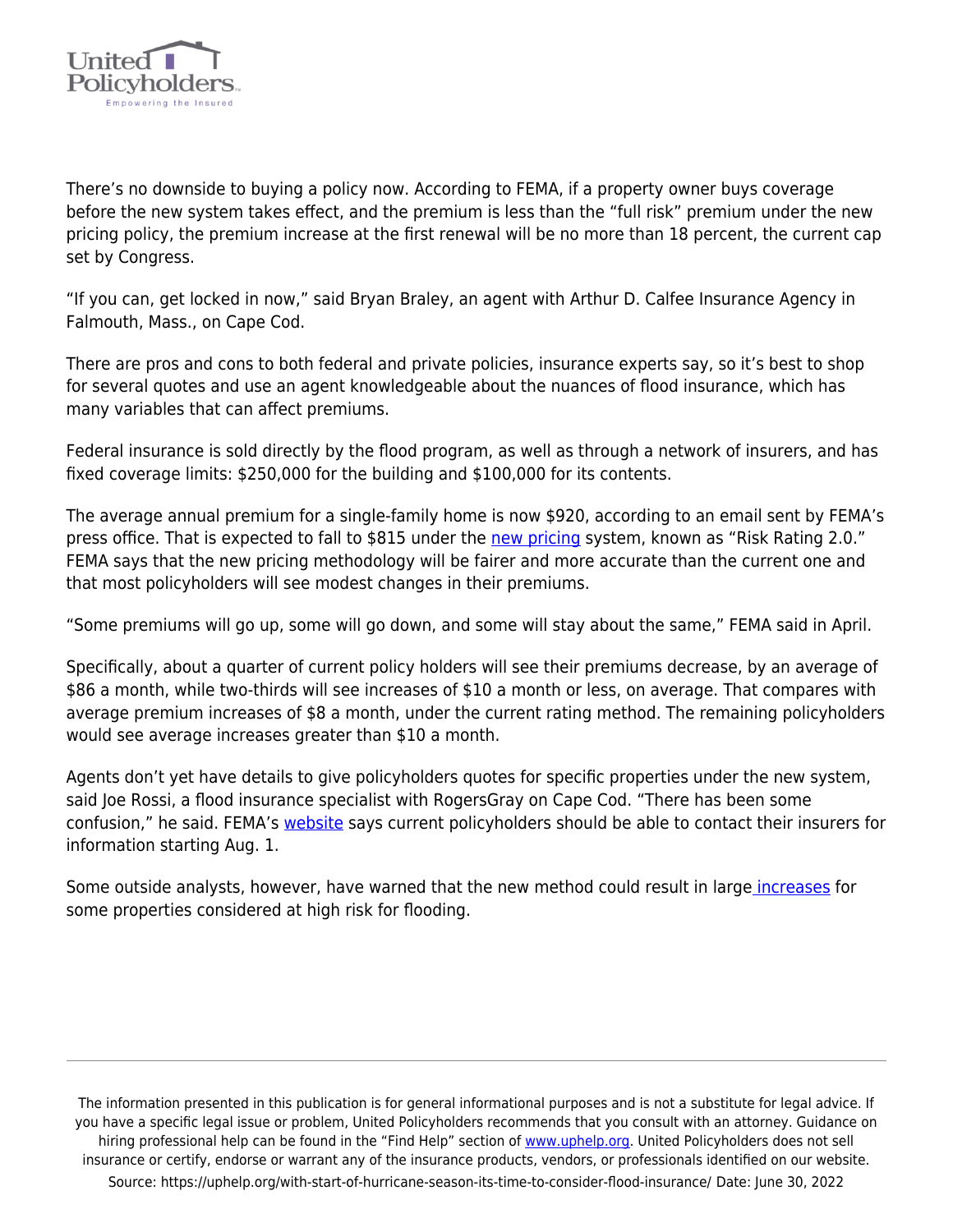There's no downside to buying a policy now. According to FEMA, if a property owner buys coverage before the new system takes effect, and the premium is less than the "full risk" premium under the new pricing policy, the premium increase at the first renewal will be no more than 18 percent, the current cap set by Congress.

"If you can, get locked in now," said Bryan Braley, an agent with Arthur D. Calfee Insurance Agency in Falmouth, Mass., on Cape Cod.

There are pros and cons to both federal and private policies, insurance experts say, so it's best to shop for several quotes and use an agent knowledgeable about the nuances of flood insurance, which has many variables that can affect premiums.

Federal insurance is sold directly by the flood program, as well as through a network of insurers, and has fixed coverage limits: $250,000 for the building and $100,000 for its contents.

The average annual premium for a single-family home is now $920, according to an email sent by FEMA's press office. That is expected to fall to $815 under the new pricing system, known as "Risk Rating 2.0." FEMA says that the new pricing methodology will be fairer and more accurate than the current one and that most policyholders will see modest changes in their premiums.

"Some premiums will go up, some will go down, and some will stay about the same," FEMA said in April.

Specifically, about a quarter of current policy holders will see their premiums decrease, by an average of $86 a month, while two-thirds will see increases of $10 a month or less, on average. That compares with average premium increases of $8 a month, under the current rating method. The remaining policyholders would see average increases greater than $10 a month.

Agents don't yet have details to give policyholders quotes for specific properties under the new system, said Joe Rossi, a flood insurance specialist with RogersGray on Cape Cod. "There has been some confusion," he said. FEMA's website says current policyholders should be able to contact their insurers for information starting Aug. 1.

Some outside analysts, however, have warned that the new method could result in large increases for some properties considered at high risk for flooding.

The information presented in this publication is for general informational purposes and is not a substitute for legal advice. If you have a specific legal issue or problem, United Policyholders recommends that you consult with an attorney. Guidance on hiring professional help can be found in the "Find Help" section of www.uphelp.org. United Policyholders does not sell insurance or certify, endorse or warrant any of the insurance products, vendors, or professionals identified on our website.
Source: https://uphelp.org/with-start-of-hurricane-season-its-time-to-consider-flood-insurance/ Date: June 30, 2022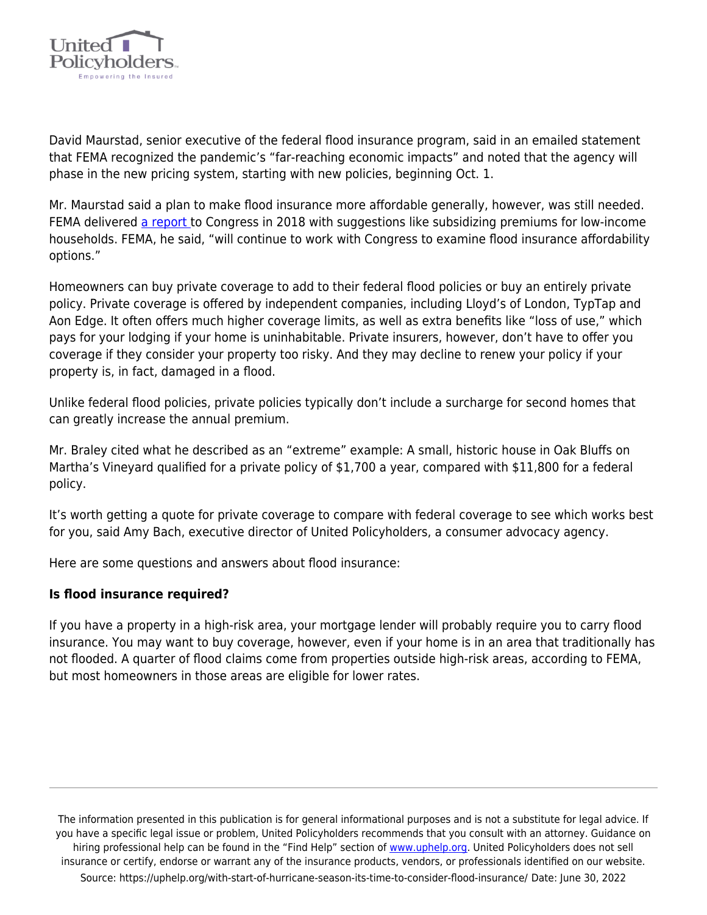David Maurstad, senior executive of the federal flood insurance program, said in an emailed statement that FEMA recognized the pandemic's "far-reaching economic impacts" and noted that the agency will phase in the new pricing system, starting with new policies, beginning Oct. 1.

Mr. Maurstad said a plan to make flood insurance more affordable generally, however, was still needed. FEMA delivered [a report](#) to Congress in 2018 with suggestions like subsidizing premiums for low-income households. FEMA, he said, "will continue to work with Congress to examine flood insurance affordability options."

Homeowners can buy private coverage to add to their federal flood policies or buy an entirely private policy. Private coverage is offered by independent companies, including Lloyd's of London, TypTap and Aon Edge. It often offers much higher coverage limits, as well as extra benefits like "loss of use," which pays for your lodging if your home is uninhabitable. Private insurers, however, don't have to offer you coverage if they consider your property too risky. And they may decline to renew your policy if your property is, in fact, damaged in a flood.

Unlike federal flood policies, private policies typically don't include a surcharge for second homes that can greatly increase the annual premium.

Mr. Braley cited what he described as an "extreme" example: A small, historic house in Oak Bluffs on Martha's Vineyard qualified for a private policy of $1,700 a year, compared with $11,800 for a federal policy.

It's worth getting a quote for private coverage to compare with federal coverage to see which works best for you, said Amy Bach, executive director of United Policyholders, a consumer advocacy agency.

Here are some questions and answers about flood insurance:

**Is flood insurance required?**

If you have a property in a high-risk area, your mortgage lender will probably require you to carry flood insurance. You may want to buy coverage, however, even if your home is in an area that traditionally has not flooded. A quarter of flood claims come from properties outside high-risk areas, according to FEMA, but most homeowners in those areas are eligible for lower rates.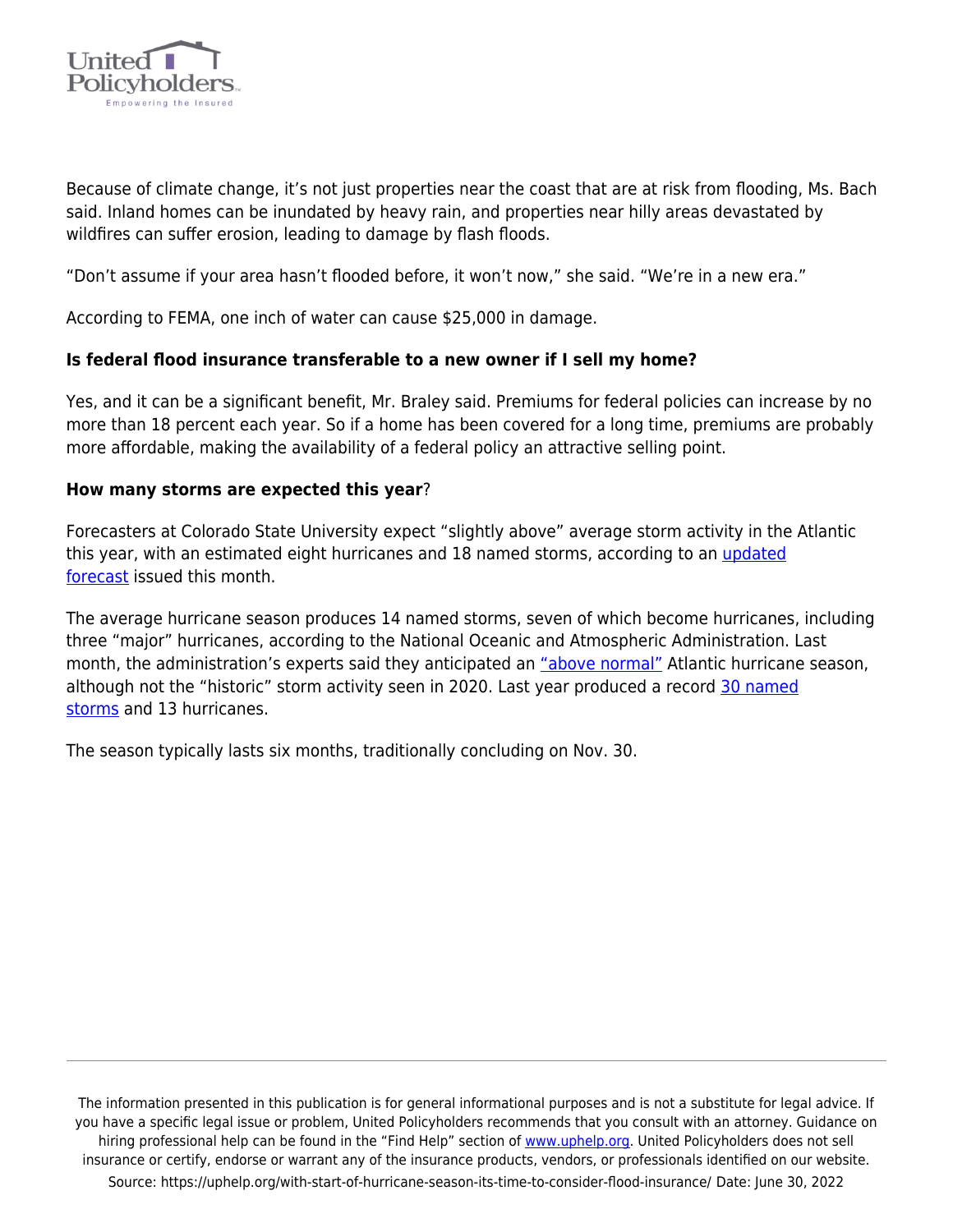Because of climate change, it's not just properties near the coast that are at risk from flooding, Ms. Bach said. Inland homes can be inundated by heavy rain, and properties near hilly areas devastated by wildfires can suffer erosion, leading to damage by flash floods.

"Don't assume if your area hasn't flooded before, it won't now," she said. "We're in a new era."

According to FEMA, one inch of water can cause $25,000 in damage.

**Is federal flood insurance transferable to a new owner if I sell my home?**

Yes, and it can be a significant benefit, Mr. Braley said. Premiums for federal policies can increase by no more than 18 percent each year. So if a home has been covered for a long time, premiums are probably more affordable, making the availability of a federal policy an attractive selling point.

**How many storms are expected this year**?

Forecasters at Colorado State University expect "slightly above" average storm activity in the Atlantic this year, with an estimated eight hurricanes and 18 named storms, according to an updated forecast issued this month.

The average hurricane season produces 14 named storms, seven of which become hurricanes, including three "major" hurricanes, according to the National Oceanic and Atmospheric Administration. Last month, the administration's experts said they anticipated an "above normal" Atlantic hurricane season, although not the "historic" storm activity seen in 2020. Last year produced a record 30 named storms and 13 hurricanes.

The season typically lasts six months, traditionally concluding on Nov. 30.

---

The information presented in this publication is for general informational purposes and is not a substitute for legal advice. If you have a specific legal issue or problem, United Policyholders recommends that you consult with an attorney. Guidance on hiring professional help can be found in the "Find Help" section of www.uphelp.org. United Policyholders does not sell insurance or certify, endorse or warrant any of the insurance products, vendors, or professionals identified on our website.

Source: https://uphelp.org/with-start-of-hurricane-season-its-time-to-consider-flood-insurance/ Date: June 30, 2022